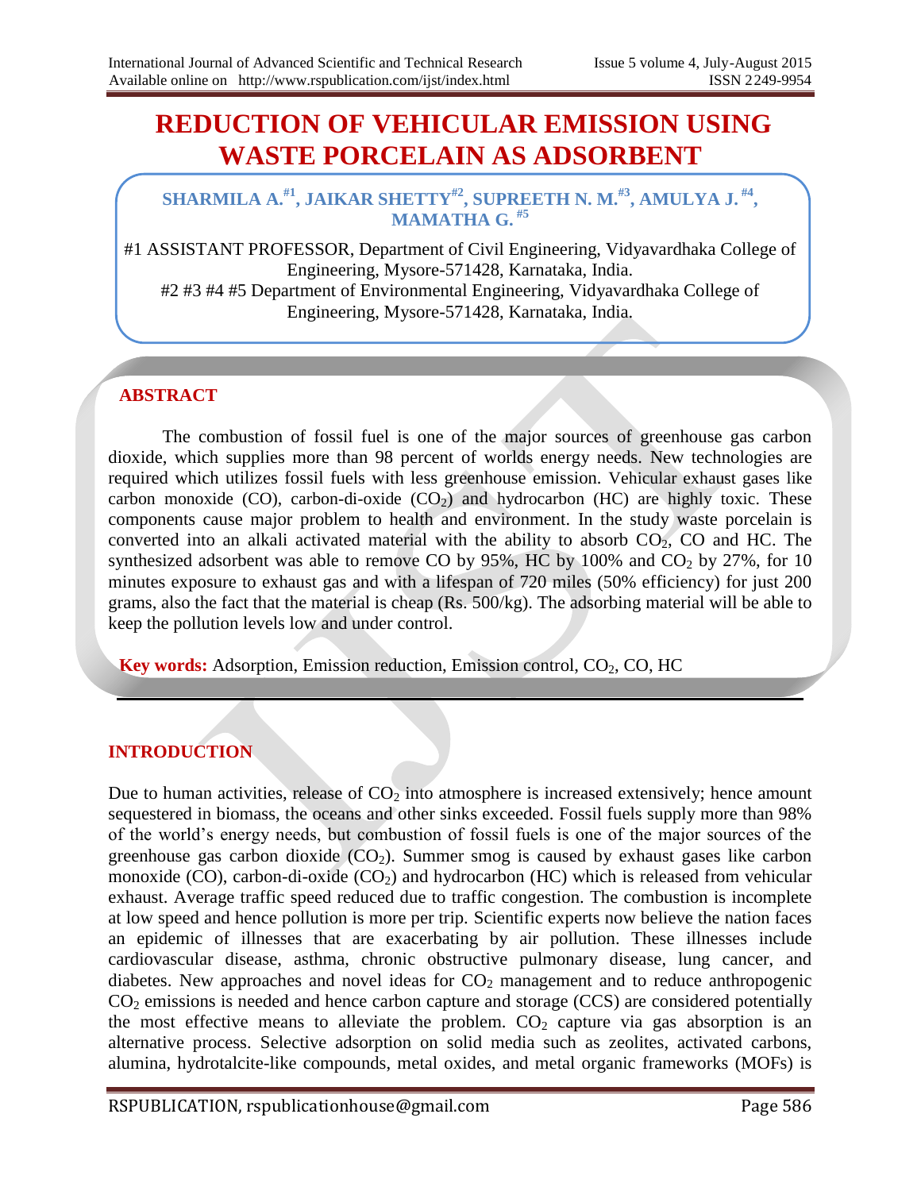# REDUCTION OF VEHICULAR EMISSION USING WASTE PORCELAIN AS ADSORBENT

**SHARMILA A.[#1], JAIKAR SHETTY[#2], SUPREETH N. M.[#3], AMULYA J. [#4], MAMATHA G. [#5]**

#1 ASSISTANT PROFESSOR, Department of Civil Engineering, Vidyavardhaka College of Engineering, Mysore-571428, Karnataka, India.
#2 #3 #4 #5 Department of Environmental Engineering, Vidyavardhaka College of Engineering, Mysore-571428, Karnataka, India.

## ABSTRACT

The combustion of fossil fuel is one of the major sources of greenhouse gas carbon dioxide, which supplies more than 98 percent of worlds energy needs. New technologies are required which utilizes fossil fuels with less greenhouse emission. Vehicular exhaust gases like carbon monoxide (CO), carbon-di-oxide ($CO_2$) and hydrocarbon (HC) are highly toxic. These components cause major problem to health and environment. In the study waste porcelain is converted into an alkali activated material with the ability to absorb $CO_2$, CO and HC. The synthesized adsorbent was able to remove CO by 95%, HC by 100% and $CO_2$ by 27%, for 10 minutes exposure to exhaust gas and with a lifespan of 720 miles (50% efficiency) for just 200 grams, also the fact that the material is cheap (Rs. 500/kg). The adsorbing material will be able to keep the pollution levels low and under control.

**Key words:** Adsorption, Emission reduction, Emission control, $CO_2$, CO, HC

## INTRODUCTION

Due to human activities, release of $CO_2$ into atmosphere is increased extensively; hence amount sequestered in biomass, the oceans and other sinks exceeded. Fossil fuels supply more than 98% of the world's energy needs, but combustion of fossil fuels is one of the major sources of the greenhouse gas carbon dioxide ($CO_2$). Summer smog is caused by exhaust gases like carbon monoxide (CO), carbon-di-oxide ($CO_2$) and hydrocarbon (HC) which is released from vehicular exhaust. Average traffic speed reduced due to traffic congestion. The combustion is incomplete at low speed and hence pollution is more per trip. Scientific experts now believe the nation faces an epidemic of illnesses that are exacerbating by air pollution. These illnesses include cardiovascular disease, asthma, chronic obstructive pulmonary disease, lung cancer, and diabetes. New approaches and novel ideas for $CO_2$ management and to reduce anthropogenic $CO_2$ emissions is needed and hence carbon capture and storage (CCS) are considered potentially the most effective means to alleviate the problem. $CO_2$ capture via gas absorption is an alternative process. Selective adsorption on solid media such as zeolites, activated carbons, alumina, hydrotalcite-like compounds, metal oxides, and metal organic frameworks (MOFs) is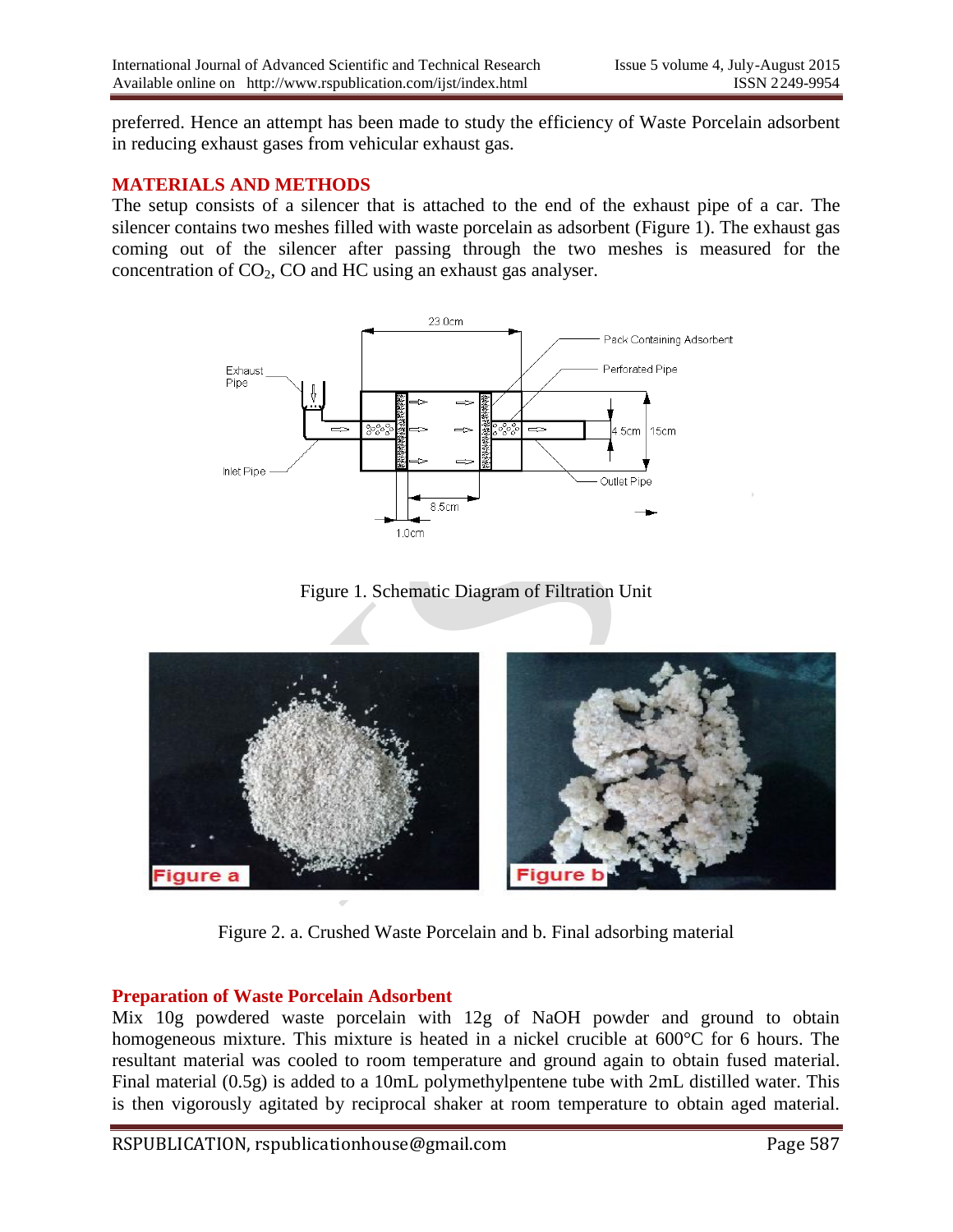preferred. Hence an attempt has been made to study the efficiency of Waste Porcelain adsorbent in reducing exhaust gases from vehicular exhaust gas.

## MATERIALS AND METHODS

The setup consists of a silencer that is attached to the end of the exhaust pipe of a car. The silencer contains two meshes filled with waste porcelain as adsorbent (Figure 1). The exhaust gas coming out of the silencer after passing through the two meshes is measured for the concentration of $CO_2$, CO and HC using an exhaust gas analyser.

Figure 1. Schematic Diagram of Filtration Unit

Figure 2. a. Crushed Waste Porcelain and b. Final adsorbing material

### Preparation of Waste Porcelain Adsorbent

Mix 10g powdered waste porcelain with 12g of NaOH powder and ground to obtain homogeneous mixture. This mixture is heated in a nickel crucible at 600°C for 6 hours. The resultant material was cooled to room temperature and ground again to obtain fused material. Final material (0.5g) is added to a 10mL polymethylpentene tube with 2mL distilled water. This is then vigorously agitated by reciprocal shaker at room temperature to obtain aged material.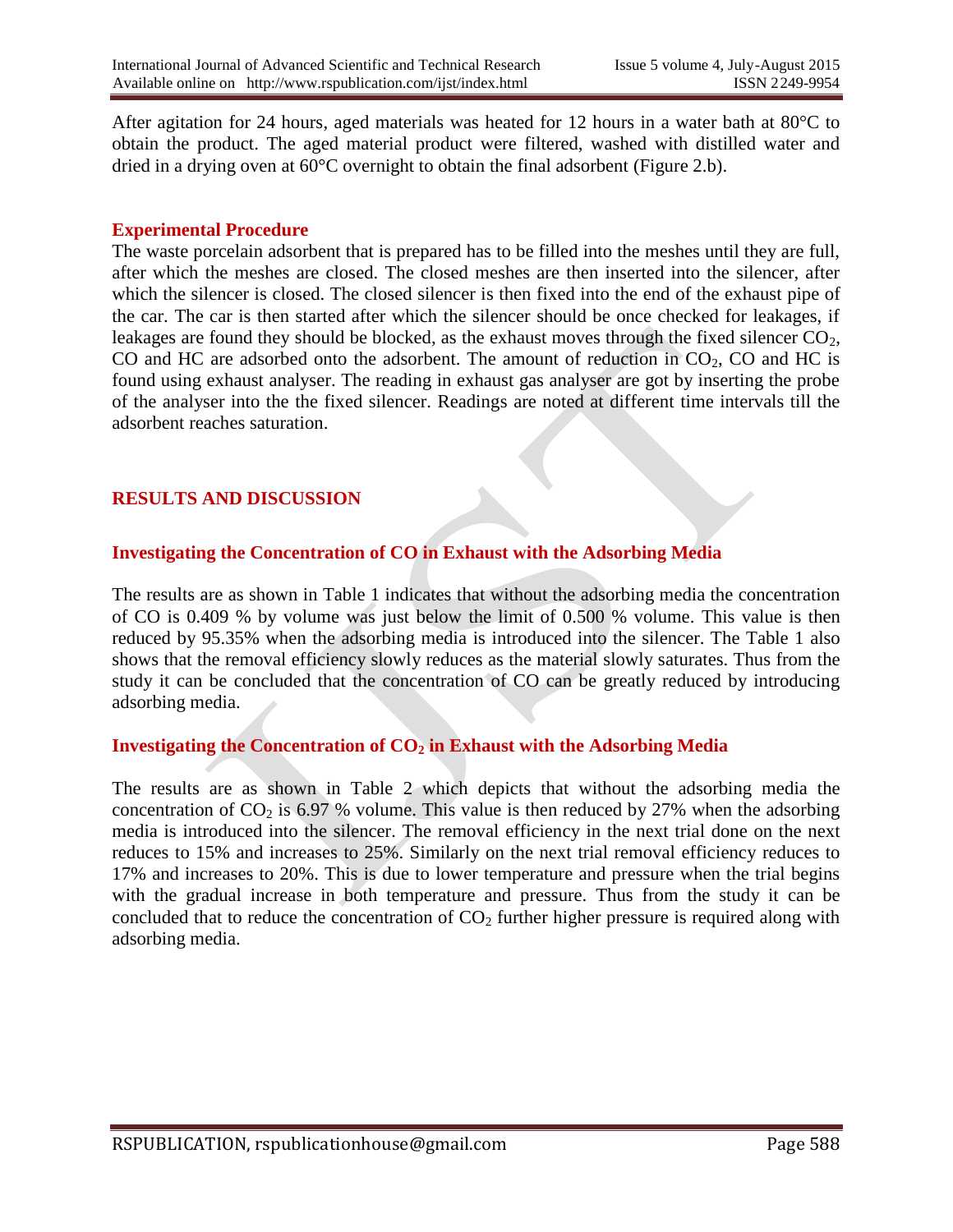After agitation for 24 hours, aged materials was heated for 12 hours in a water bath at 80°C to obtain the product. The aged material product were filtered, washed with distilled water and dried in a drying oven at 60°C overnight to obtain the final adsorbent (Figure 2.b).

### Experimental Procedure

The waste porcelain adsorbent that is prepared has to be filled into the meshes until they are full, after which the meshes are closed. The closed meshes are then inserted into the silencer, after which the silencer is closed. The closed silencer is then fixed into the end of the exhaust pipe of the car. The car is then started after which the silencer should be once checked for leakages, if leakages are found they should be blocked, as the exhaust moves through the fixed silencer $CO_2$, CO and HC are adsorbed onto the adsorbent. The amount of reduction in $CO_2$, CO and HC is found using exhaust analyser. The reading in exhaust gas analyser are got by inserting the probe of the analyser into the the fixed silencer. Readings are noted at different time intervals till the adsorbent reaches saturation.

## RESULTS AND DISCUSSION

### Investigating the Concentration of CO in Exhaust with the Adsorbing Media

The results are as shown in Table 1 indicates that without the adsorbing media the concentration of CO is 0.409 % by volume was just below the limit of 0.500 % volume. This value is then reduced by 95.35% when the adsorbing media is introduced into the silencer. The Table 1 also shows that the removal efficiency slowly reduces as the material slowly saturates. Thus from the study it can be concluded that the concentration of CO can be greatly reduced by introducing adsorbing media.

### Investigating the Concentration of $CO_2$ in Exhaust with the Adsorbing Media

The results are as shown in Table 2 which depicts that without the adsorbing media the concentration of $CO_2$ is 6.97 % volume. This value is then reduced by 27% when the adsorbing media is introduced into the silencer. The removal efficiency in the next trial done on the next reduces to 15% and increases to 25%. Similarly on the next trial removal efficiency reduces to 17% and increases to 20%. This is due to lower temperature and pressure when the trial begins with the gradual increase in both temperature and pressure. Thus from the study it can be concluded that to reduce the concentration of $CO_2$ further higher pressure is required along with adsorbing media.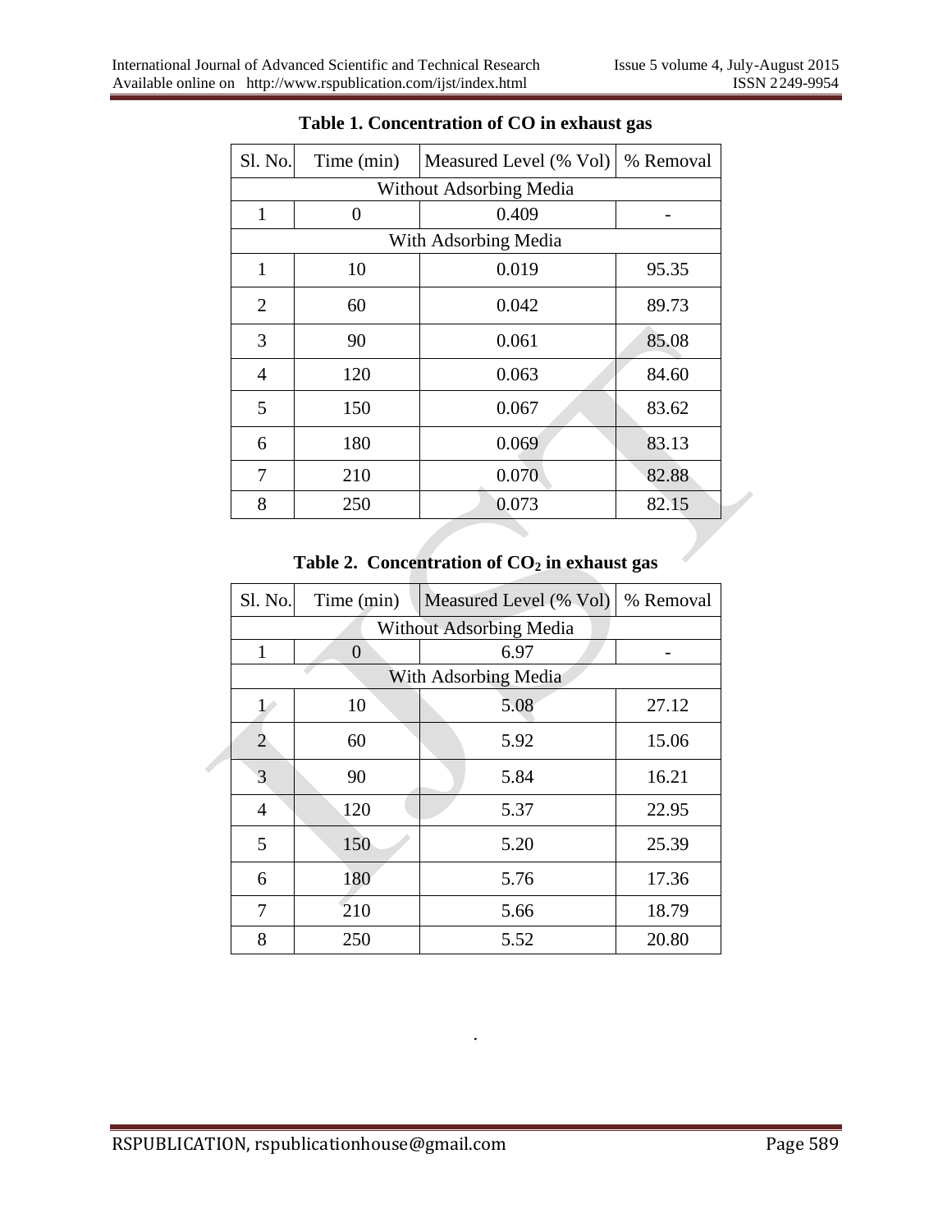**Table 1. Concentration of CO in exhaust gas**

| Sl. No. | Time (min) | Measured Level (% Vol) | % Removal |
|---|---|---|---|
| Without Adsorbing Media | | | |
| 1 | 0 | 0.409 | - |
| With Adsorbing Media | | | |
| 1 | 10 | 0.019 | 95.35 |
| 2 | 60 | 0.042 | 89.73 |
| 3 | 90 | 0.061 | 85.08 |
| 4 | 120 | 0.063 | 84.60 |
| 5 | 150 | 0.067 | 83.62 |
| 6 | 180 | 0.069 | 83.13 |
| 7 | 210 | 0.070 | 82.88 |
| 8 | 250 | 0.073 | 82.15 |

**Table 2. Concentration of $CO_2$ in exhaust gas**

| Sl. No. | Time (min) | Measured Level (% Vol) | % Removal |
|---|---|---|---|
| Without Adsorbing Media | | | |
| 1 | 0 | 6.97 | - |
| With Adsorbing Media | | | |
| 1 | 10 | 5.08 | 27.12 |
| 2 | 60 | 5.92 | 15.06 |
| 3 | 90 | 5.84 | 16.21 |
| 4 | 120 | 5.37 | 22.95 |
| 5 | 150 | 5.20 | 25.39 |
| 6 | 180 | 5.76 | 17.36 |
| 7 | 210 | 5.66 | 18.79 |
| 8 | 250 | 5.52 | 20.80 |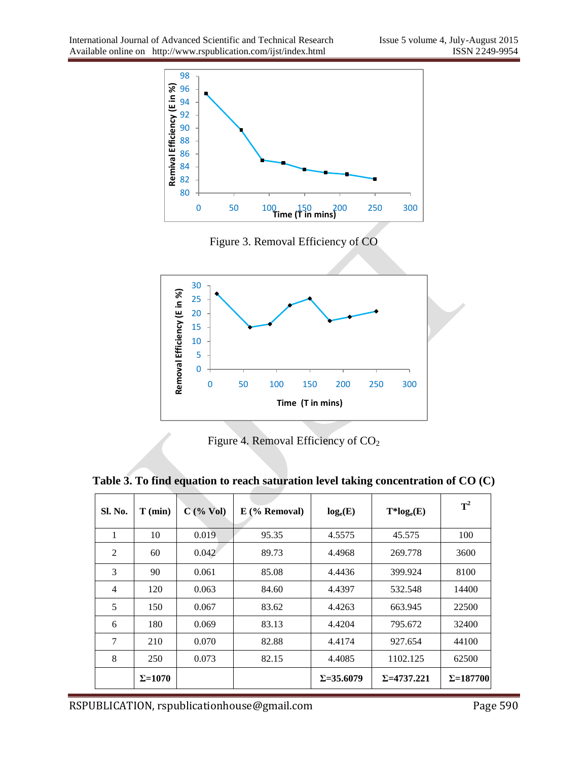Figure 3. Removal Efficiency of CO

Figure 4. Removal Efficiency of $CO_2$

**Table 3. To find equation to reach saturation level taking concentration of CO (C)**

| Sl. No. | T (min) | C (% Vol) | E (% Removal) | $\log_e(E)$ | $T*\log_e(E)$ | $T^2$ |
|---|---|---|---|---|---|---|
| 1 | 10 | 0.019 | 95.35 | 4.5575 | 45.575 | 100 |
| 2 | 60 | 0.042 | 89.73 | 4.4968 | 269.778 | 3600 |
| 3 | 90 | 0.061 | 85.08 | 4.4436 | 399.924 | 8100 |
| 4 | 120 | 0.063 | 84.60 | 4.4397 | 532.548 | 14400 |
| 5 | 150 | 0.067 | 83.62 | 4.4263 | 663.945 | 22500 |
| 6 | 180 | 0.069 | 83.13 | 4.4204 | 795.672 | 32400 |
| 7 | 210 | 0.070 | 82.88 | 4.4174 | 927.654 | 44100 |
| 8 | 250 | 0.073 | 82.15 | 4.4085 | 1102.125 | 62500 |
| | **Σ=1070** | | | **Σ=35.6079** | **Σ=4737.221** | **Σ=187700** |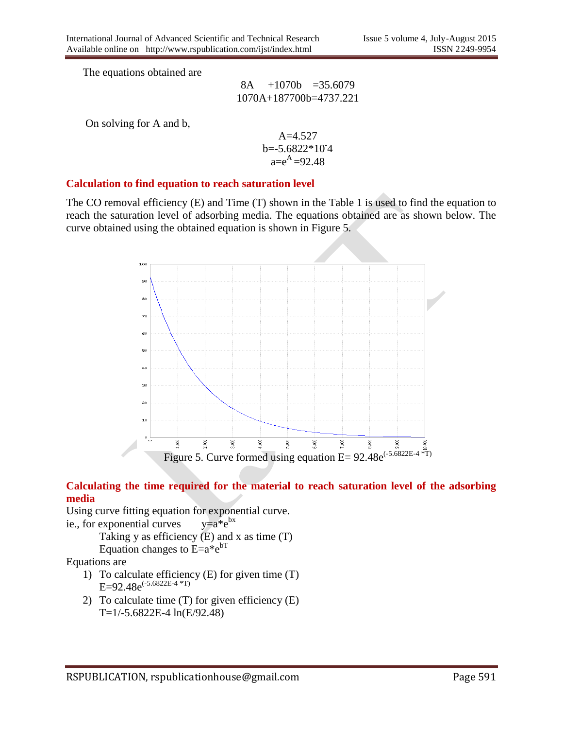The equations obtained are

$$8A \quad +1070b \quad =35.6079$$
$$1070A+187700b=4737.221$$

On solving for A and b,

$$A=4.527$$
$$b=-5.6822*10^{-4}$$
$$a=e^{A}=92.48$$

## Calculation to find equation to reach saturation level

The CO removal efficiency (E) and Time (T) shown in the Table 1 is used to find the equation to reach the saturation level of adsorbing media. The equations obtained are as shown below. The curve obtained using the obtained equation is shown in Figure 5.

Figure 5. Curve formed using equation $E= 92.48e^{(-5.6822E-4 *T)}$

## Calculating the time required for the material to reach saturation level of the adsorbing media

Using curve fitting equation for exponential curve.

ie., for exponential curves $\quad y=a*e^{bx}$

Taking y as efficiency (E) and x as time (T)

Equation changes to $E=a*e^{bT}$

Equations are

1) To calculate efficiency (E) for given time (T)
   $E=92.48e^{(-5.6822E-4 *T)}$
2) To calculate time (T) for given efficiency (E)
   $T=1/-5.6822E-4 \ln(E/92.48)$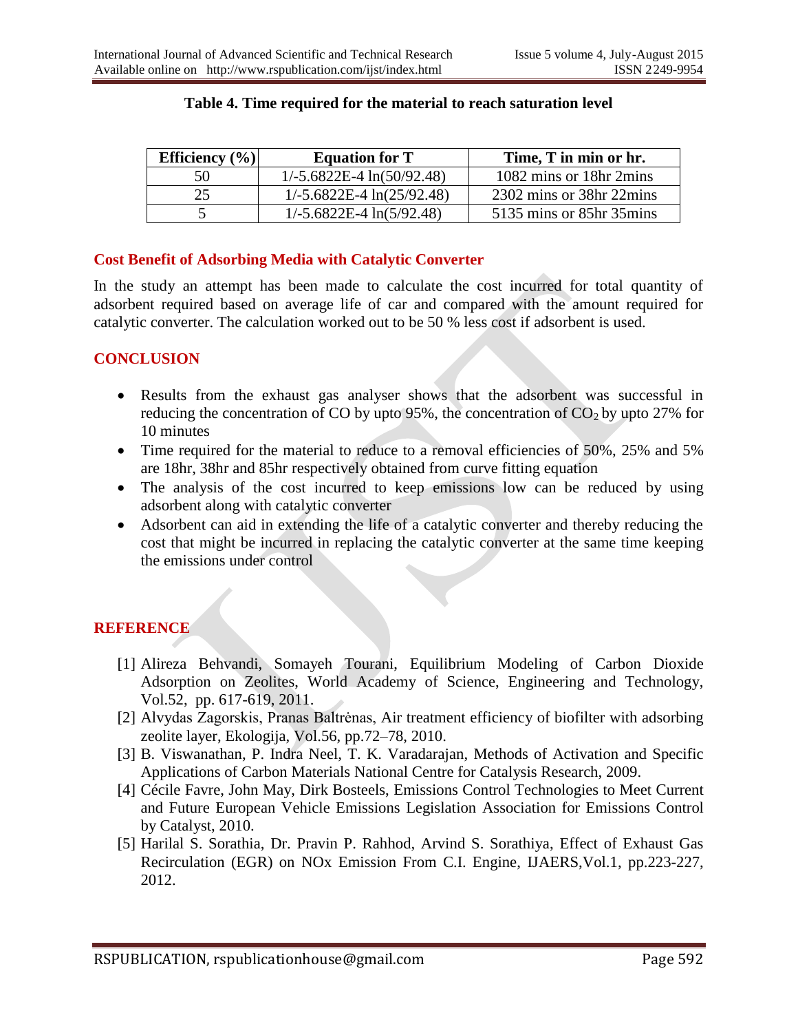**Table 4. Time required for the material to reach saturation level**

| Efficiency (%) | Equation for T | Time, T in min or hr. |
|---|---|---|
| 50 | 1/-5.6822E-4 ln(50/92.48) | 1082 mins or 18hr 2mins |
| 25 | 1/-5.6822E-4 ln(25/92.48) | 2302 mins or 38hr 22mins |
| 5 | 1/-5.6822E-4 ln(5/92.48) | 5135 mins or 85hr 35mins |

## Cost Benefit of Adsorbing Media with Catalytic Converter

In the study an attempt has been made to calculate the cost incurred for total quantity of adsorbent required based on average life of car and compared with the amount required for catalytic converter. The calculation worked out to be 50 % less cost if adsorbent is used.

## CONCLUSION

- Results from the exhaust gas analyser shows that the adsorbent was successful in reducing the concentration of CO by upto 95%, the concentration of $CO_2$ by upto 27% for 10 minutes
- Time required for the material to reduce to a removal efficiencies of 50%, 25% and 5% are 18hr, 38hr and 85hr respectively obtained from curve fitting equation
- The analysis of the cost incurred to keep emissions low can be reduced by using adsorbent along with catalytic converter
- Adsorbent can aid in extending the life of a catalytic converter and thereby reducing the cost that might be incurred in replacing the catalytic converter at the same time keeping the emissions under control

## REFERENCE

[1] Alireza Behvandi, Somayeh Tourani, Equilibrium Modeling of Carbon Dioxide Adsorption on Zeolites, World Academy of Science, Engineering and Technology, Vol.52, pp. 617-619, 2011.

[2] Alvydas Zagorskis, Pranas Baltrėnas, Air treatment efficiency of biofilter with adsorbing zeolite layer, Ekologija, Vol.56, pp.72–78, 2010.

[3] B. Viswanathan, P. Indra Neel, T. K. Varadarajan, Methods of Activation and Specific Applications of Carbon Materials National Centre for Catalysis Research, 2009.

[4] Cécile Favre, John May, Dirk Bosteels, Emissions Control Technologies to Meet Current and Future European Vehicle Emissions Legislation Association for Emissions Control by Catalyst, 2010.

[5] Harilal S. Sorathia, Dr. Pravin P. Rahhod, Arvind S. Sorathiya, Effect of Exhaust Gas Recirculation (EGR) on NOx Emission From C.I. Engine, IJAERS,Vol.1, pp.223-227, 2012.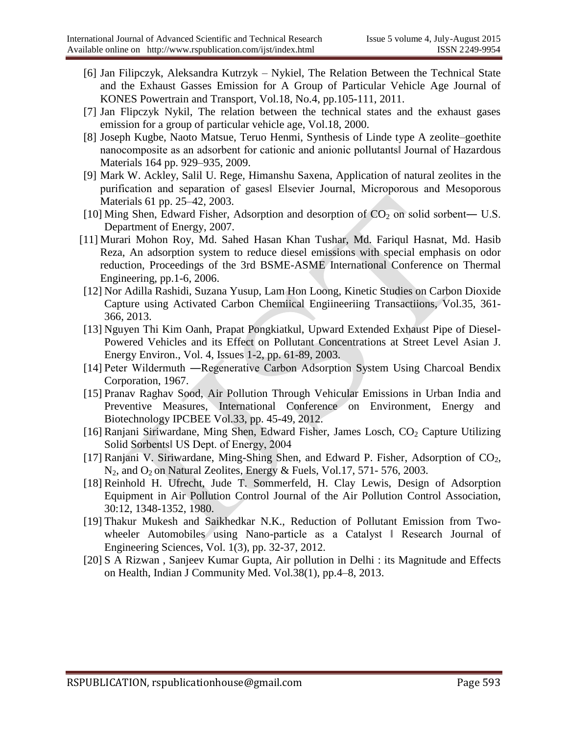[6] Jan Filipczyk, Aleksandra Kutrzyk – Nykiel, The Relation Between the Technical State and the Exhaust Gasses Emission for A Group of Particular Vehicle Age Journal of KONES Powertrain and Transport, Vol.18, No.4, pp.105-111, 2011.

[7] Jan Flipczyk Nykil, The relation between the technical states and the exhaust gases emission for a group of particular vehicle age, Vol.18, 2000.

[8] Joseph Kugbe, Naoto Matsue, Teruo Henmi, Synthesis of Linde type A zeolite–goethite nanocomposite as an adsorbent for cationic and anionic pollutants‖ Journal of Hazardous Materials 164 pp. 929–935, 2009.

[9] Mark W. Ackley, Salil U. Rege, Himanshu Saxena, Application of natural zeolites in the purification and separation of gases‖ Elsevier Journal, Microporous and Mesoporous Materials 61 pp. 25–42, 2003.

[10] Ming Shen, Edward Fisher, Adsorption and desorption of $CO_2$ on solid sorbent― U.S. Department of Energy, 2007.

[11] Murari Mohon Roy, Md. Sahed Hasan Khan Tushar, Md. Fariqul Hasnat, Md. Hasib Reza, An adsorption system to reduce diesel emissions with special emphasis on odor reduction, Proceedings of the 3rd BSME-ASME International Conference on Thermal Engineering, pp.1-6, 2006.

[12] Nor Adilla Rashidi, Suzana Yusup, Lam Hon Loong, Kinetic Studies on Carbon Dioxide Capture using Activated Carbon Chemiical Engiineeriing Transactiions, Vol.35, 361-366, 2013.

[13] Nguyen Thi Kim Oanh, Prapat Pongkiatkul, Upward Extended Exhaust Pipe of Diesel-Powered Vehicles and its Effect on Pollutant Concentrations at Street Level Asian J. Energy Environ., Vol. 4, Issues 1-2, pp. 61-89, 2003.

[14] Peter Wildermuth ―Regenerative Carbon Adsorption System Using Charcoal Bendix Corporation, 1967.

[15] Pranav Raghav Sood, Air Pollution Through Vehicular Emissions in Urban India and Preventive Measures, International Conference on Environment, Energy and Biotechnology IPCBEE Vol.33, pp. 45-49, 2012.

[16] Ranjani Siriwardane, Ming Shen, Edward Fisher, James Losch, $CO_2$ Capture Utilizing Solid Sorbents‖ US Dept. of Energy, 2004

[17] Ranjani V. Siriwardane, Ming-Shing Shen, and Edward P. Fisher, Adsorption of $CO_2$, $N_2$, and $O_2$ on Natural Zeolites, Energy & Fuels, Vol.17, 571- 576, 2003.

[18] Reinhold H. Ufrecht, Jude T. Sommerfeld, H. Clay Lewis, Design of Adsorption Equipment in Air Pollution Control Journal of the Air Pollution Control Association, 30:12, 1348-1352, 1980.

[19] Thakur Mukesh and Saikhedkar N.K., Reduction of Pollutant Emission from Two-wheeler Automobiles using Nano-particle as a Catalyst ‖ Research Journal of Engineering Sciences, Vol. 1(3), pp. 32-37, 2012.

[20] S A Rizwan , Sanjeev Kumar Gupta, Air pollution in Delhi : its Magnitude and Effects on Health, Indian J Community Med. Vol.38(1), pp.4–8, 2013.